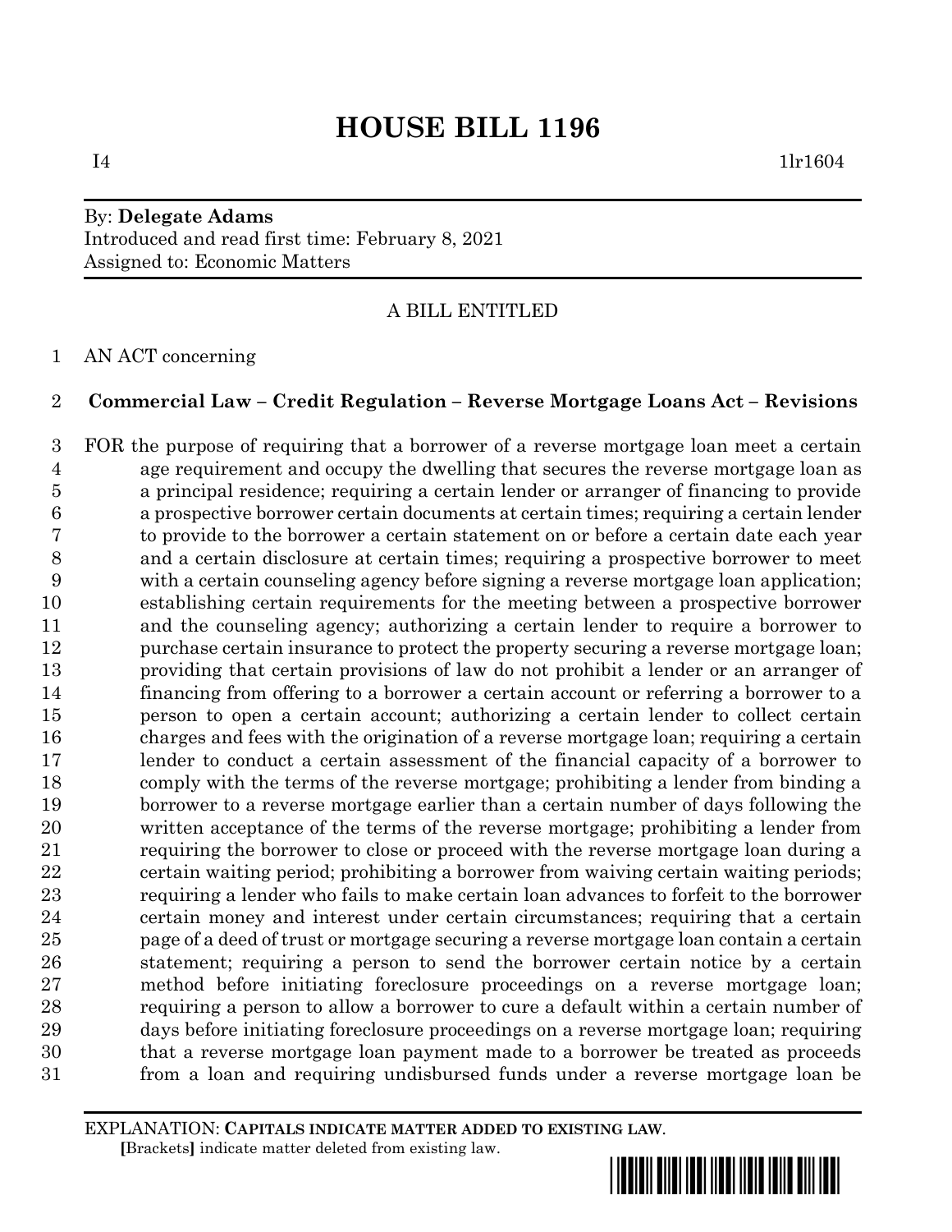# HOUSE BILL 1196

I4 1lr1604

By: **Delegate Adams**
Introduced and read first time: February 8, 2021
Assigned to: Economic Matters

A BILL ENTITLED

AN ACT concerning

**Commercial Law – Credit Regulation – Reverse Mortgage Loans Act – Revisions**

FOR the purpose of requiring that a borrower of a reverse mortgage loan meet a certain age requirement and occupy the dwelling that secures the reverse mortgage loan as a principal residence; requiring a certain lender or arranger of financing to provide a prospective borrower certain documents at certain times; requiring a certain lender to provide to the borrower a certain statement on or before a certain date each year and a certain disclosure at certain times; requiring a prospective borrower to meet with a certain counseling agency before signing a reverse mortgage loan application; establishing certain requirements for the meeting between a prospective borrower and the counseling agency; authorizing a certain lender to require a borrower to purchase certain insurance to protect the property securing a reverse mortgage loan; providing that certain provisions of law do not prohibit a lender or an arranger of financing from offering to a borrower a certain account or referring a borrower to a person to open a certain account; authorizing a certain lender to collect certain charges and fees with the origination of a reverse mortgage loan; requiring a certain lender to conduct a certain assessment of the financial capacity of a borrower to comply with the terms of the reverse mortgage; prohibiting a lender from binding a borrower to a reverse mortgage earlier than a certain number of days following the written acceptance of the terms of the reverse mortgage; prohibiting a lender from requiring the borrower to close or proceed with the reverse mortgage loan during a certain waiting period; prohibiting a borrower from waiving certain waiting periods; requiring a lender who fails to make certain loan advances to forfeit to the borrower certain money and interest under certain circumstances; requiring that a certain page of a deed of trust or mortgage securing a reverse mortgage loan contain a certain statement; requiring a person to send the borrower certain notice by a certain method before initiating foreclosure proceedings on a reverse mortgage loan; requiring a person to allow a borrower to cure a default within a certain number of days before initiating foreclosure proceedings on a reverse mortgage loan; requiring that a reverse mortgage loan payment made to a borrower be treated as proceeds from a loan and requiring undisbursed funds under a reverse mortgage loan be

EXPLANATION: **CAPITALS INDICATE MATTER ADDED TO EXISTING LAW**.
**[**Brackets**]** indicate matter deleted from existing law.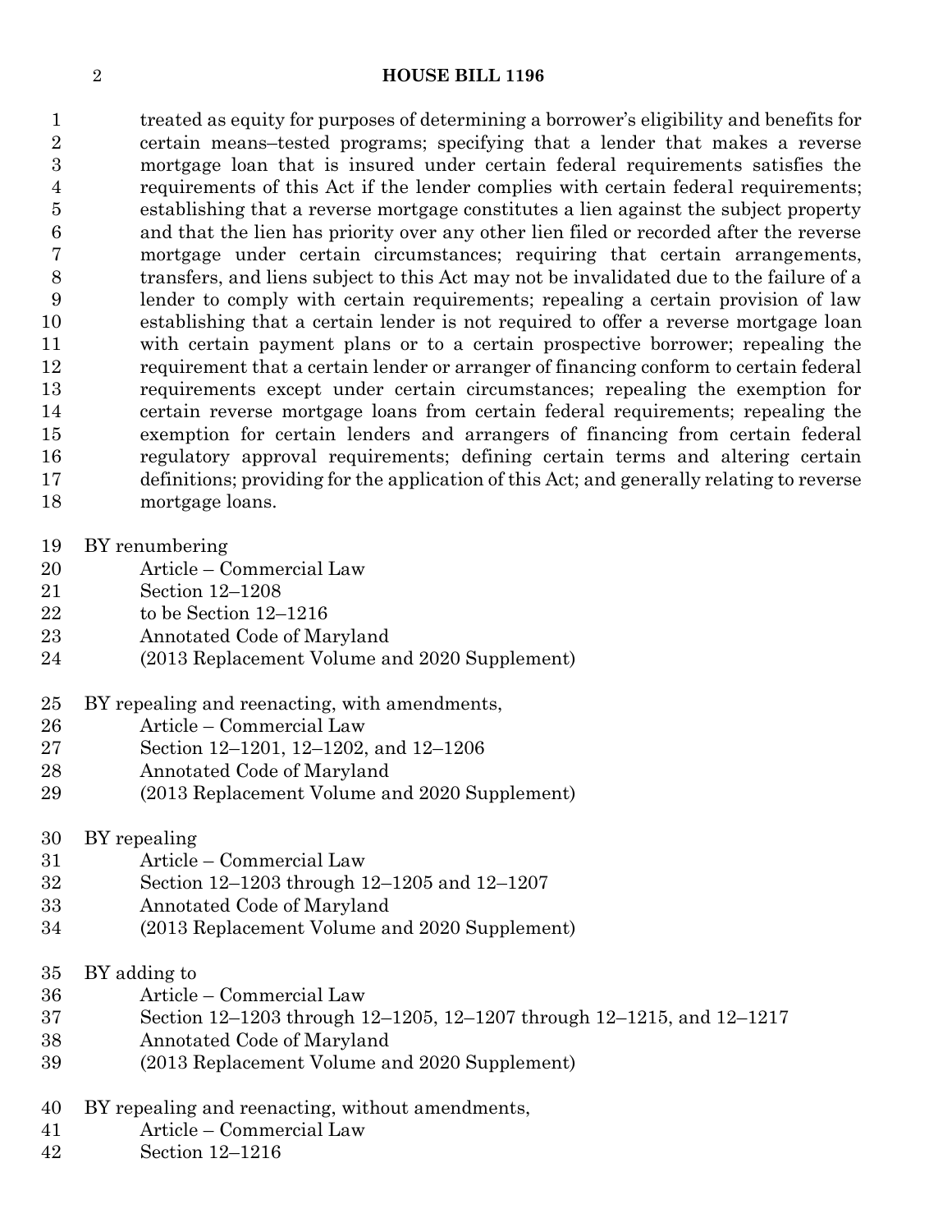treated as equity for purposes of determining a borrower's eligibility and benefits for certain means–tested programs; specifying that a lender that makes a reverse mortgage loan that is insured under certain federal requirements satisfies the requirements of this Act if the lender complies with certain federal requirements; establishing that a reverse mortgage constitutes a lien against the subject property and that the lien has priority over any other lien filed or recorded after the reverse mortgage under certain circumstances; requiring that certain arrangements, transfers, and liens subject to this Act may not be invalidated due to the failure of a lender to comply with certain requirements; repealing a certain provision of law establishing that a certain lender is not required to offer a reverse mortgage loan with certain payment plans or to a certain prospective borrower; repealing the requirement that a certain lender or arranger of financing conform to certain federal requirements except under certain circumstances; repealing the exemption for certain reverse mortgage loans from certain federal requirements; repealing the exemption for certain lenders and arrangers of financing from certain federal regulatory approval requirements; defining certain terms and altering certain definitions; providing for the application of this Act; and generally relating to reverse mortgage loans.

BY renumbering
Article – Commercial Law
Section 12–1208
to be Section 12–1216
Annotated Code of Maryland
(2013 Replacement Volume and 2020 Supplement)

BY repealing and reenacting, with amendments,
Article – Commercial Law
Section 12–1201, 12–1202, and 12–1206
Annotated Code of Maryland
(2013 Replacement Volume and 2020 Supplement)

BY repealing
Article – Commercial Law
Section 12–1203 through 12–1205 and 12–1207
Annotated Code of Maryland
(2013 Replacement Volume and 2020 Supplement)

BY adding to
Article – Commercial Law
Section 12–1203 through 12–1205, 12–1207 through 12–1215, and 12–1217
Annotated Code of Maryland
(2013 Replacement Volume and 2020 Supplement)

BY repealing and reenacting, without amendments,
Article – Commercial Law
Section 12–1216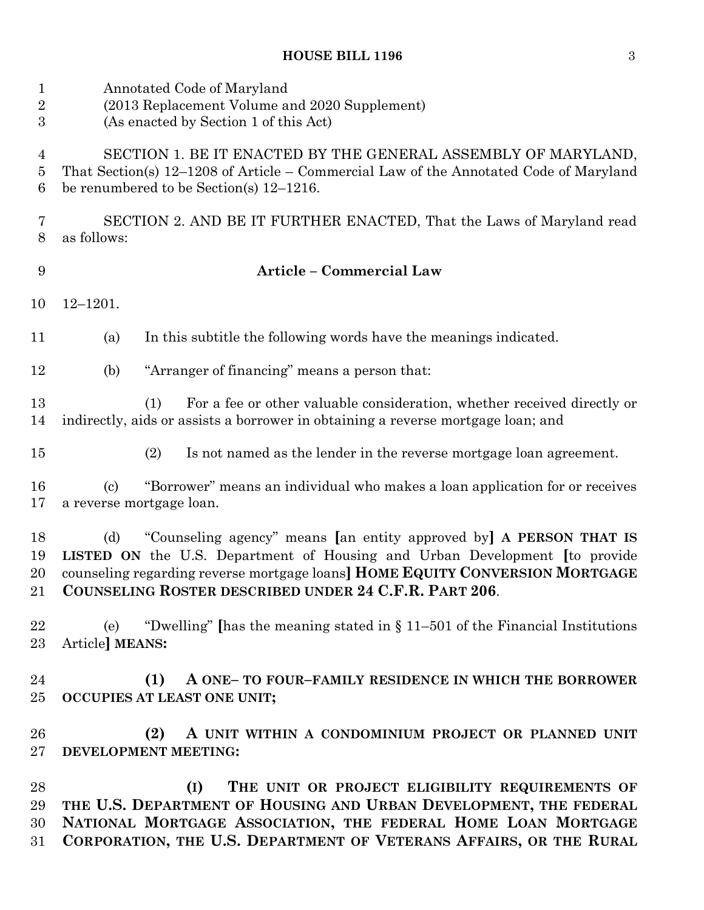Annotated Code of Maryland
(2013 Replacement Volume and 2020 Supplement)
(As enacted by Section 1 of this Act)

SECTION 1. BE IT ENACTED BY THE GENERAL ASSEMBLY OF MARYLAND, That Section(s) 12–1208 of Article – Commercial Law of the Annotated Code of Maryland be renumbered to be Section(s) 12–1216.

SECTION 2. AND BE IT FURTHER ENACTED, That the Laws of Maryland read as follows:

**Article – Commercial Law**

12–1201.

(a) In this subtitle the following words have the meanings indicated.

(b) "Arranger of financing" means a person that:

(1) For a fee or other valuable consideration, whether received directly or indirectly, aids or assists a borrower in obtaining a reverse mortgage loan; and

(2) Is not named as the lender in the reverse mortgage loan agreement.

(c) "Borrower" means an individual who makes a loan application for or receives a reverse mortgage loan.

(d) "Counseling agency" means [an entity approved by] **A PERSON THAT IS LISTED ON** the U.S. Department of Housing and Urban Development [to provide counseling regarding reverse mortgage loans] **HOME EQUITY CONVERSION MORTGAGE COUNSELING ROSTER DESCRIBED UNDER 24 C.F.R. PART 206**.

(e) "Dwelling" [has the meaning stated in § 11–501 of the Financial Institutions Article] **MEANS:**

**(1) A ONE– TO FOUR–FAMILY RESIDENCE IN WHICH THE BORROWER OCCUPIES AT LEAST ONE UNIT;**

**(2) A UNIT WITHIN A CONDOMINIUM PROJECT OR PLANNED UNIT DEVELOPMENT MEETING:**

**(I) THE UNIT OR PROJECT ELIGIBILITY REQUIREMENTS OF THE U.S. DEPARTMENT OF HOUSING AND URBAN DEVELOPMENT, THE FEDERAL NATIONAL MORTGAGE ASSOCIATION, THE FEDERAL HOME LOAN MORTGAGE CORPORATION, THE U.S. DEPARTMENT OF VETERANS AFFAIRS, OR THE RURAL**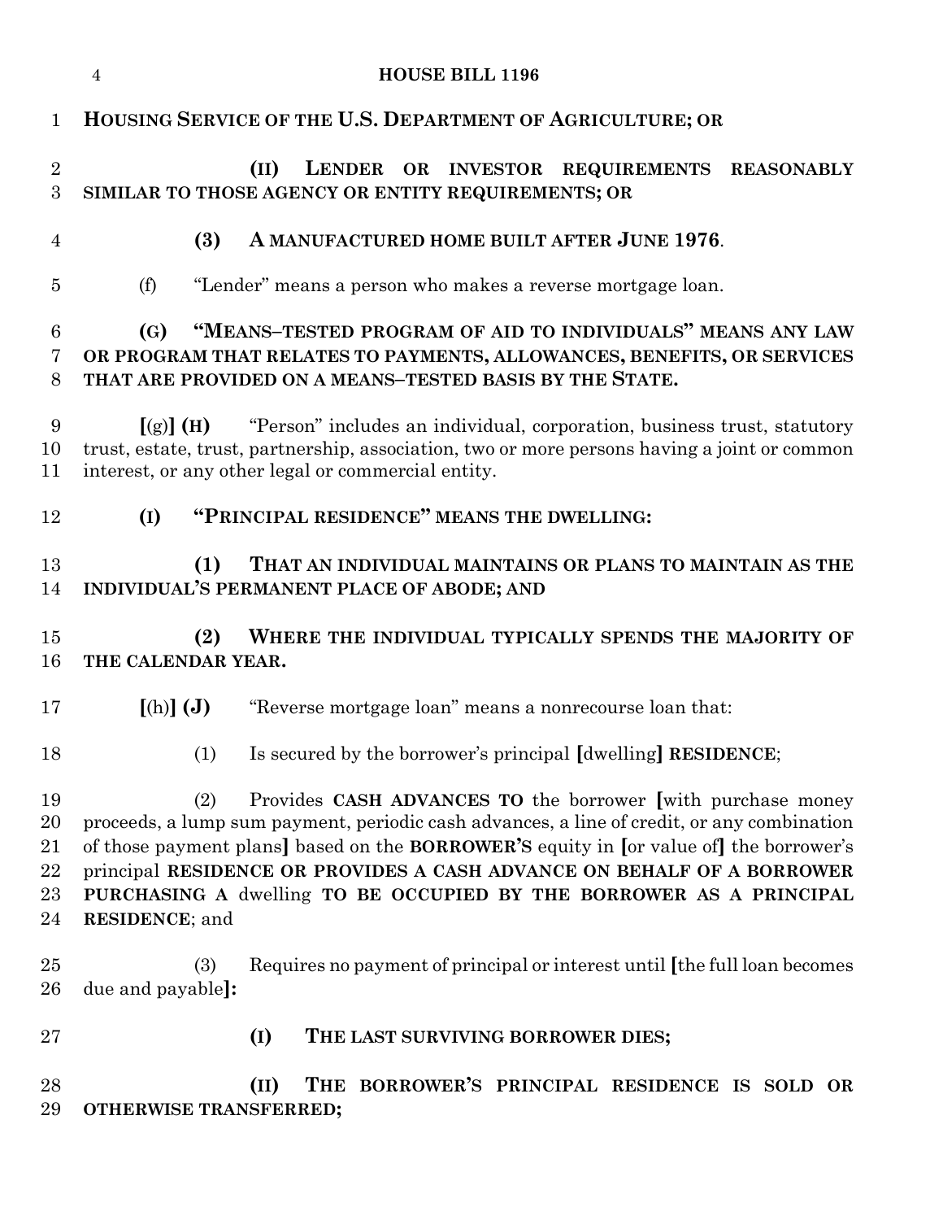**HOUSING SERVICE OF THE U.S. DEPARTMENT OF AGRICULTURE; OR**

**(II) LENDER OR INVESTOR REQUIREMENTS REASONABLY SIMILAR TO THOSE AGENCY OR ENTITY REQUIREMENTS; OR**

**(3) A MANUFACTURED HOME BUILT AFTER JUNE 1976**.

(f) "Lender" means a person who makes a reverse mortgage loan.

**(G) "MEANS–TESTED PROGRAM OF AID TO INDIVIDUALS" MEANS ANY LAW OR PROGRAM THAT RELATES TO PAYMENTS, ALLOWANCES, BENEFITS, OR SERVICES THAT ARE PROVIDED ON A MEANS–TESTED BASIS BY THE STATE.**

**[**(g)**] (H)** "Person" includes an individual, corporation, business trust, statutory trust, estate, trust, partnership, association, two or more persons having a joint or common interest, or any other legal or commercial entity.

**(I) "PRINCIPAL RESIDENCE" MEANS THE DWELLING:**

**(1) THAT AN INDIVIDUAL MAINTAINS OR PLANS TO MAINTAIN AS THE INDIVIDUAL'S PERMANENT PLACE OF ABODE; AND**

**(2) WHERE THE INDIVIDUAL TYPICALLY SPENDS THE MAJORITY OF THE CALENDAR YEAR.**

**[**(h)**] (J)** "Reverse mortgage loan" means a nonrecourse loan that:

(1) Is secured by the borrower's principal **[**dwelling**] RESIDENCE**;

(2) Provides **CASH ADVANCES TO** the borrower **[**with purchase money proceeds, a lump sum payment, periodic cash advances, a line of credit, or any combination of those payment plans**]** based on the **BORROWER'S** equity in **[**or value of**]** the borrower's principal **RESIDENCE OR PROVIDES A CASH ADVANCE ON BEHALF OF A BORROWER PURCHASING A** dwelling **TO BE OCCUPIED BY THE BORROWER AS A PRINCIPAL RESIDENCE**; and

(3) Requires no payment of principal or interest until **[**the full loan becomes due and payable**]:**

**(I) THE LAST SURVIVING BORROWER DIES;**

**(II) THE BORROWER'S PRINCIPAL RESIDENCE IS SOLD OR OTHERWISE TRANSFERRED;**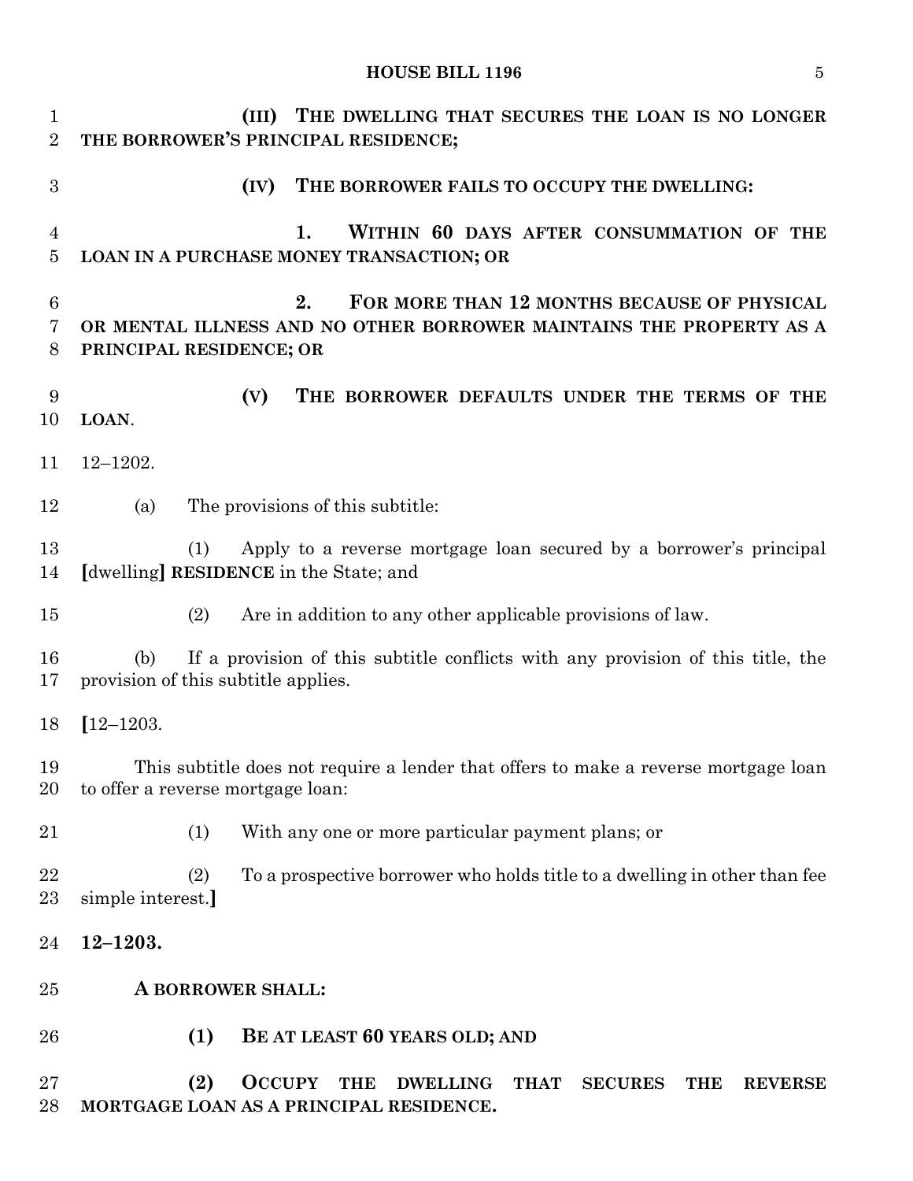(III) **THE DWELLING THAT SECURES THE LOAN IS NO LONGER THE BORROWER'S PRINCIPAL RESIDENCE;**

(IV) **THE BORROWER FAILS TO OCCUPY THE DWELLING:**

1. **WITHIN 60 DAYS AFTER CONSUMMATION OF THE LOAN IN A PURCHASE MONEY TRANSACTION; OR**

2. **FOR MORE THAN 12 MONTHS BECAUSE OF PHYSICAL OR MENTAL ILLNESS AND NO OTHER BORROWER MAINTAINS THE PROPERTY AS A PRINCIPAL RESIDENCE; OR**

(V) **THE BORROWER DEFAULTS UNDER THE TERMS OF THE LOAN**.

12–1202.

(a) The provisions of this subtitle:

(1) Apply to a reverse mortgage loan secured by a borrower's principal **[**dwelling**]** **RESIDENCE** in the State; and

(2) Are in addition to any other applicable provisions of law.

(b) If a provision of this subtitle conflicts with any provision of this title, the provision of this subtitle applies.

**[**12–1203.

This subtitle does not require a lender that offers to make a reverse mortgage loan to offer a reverse mortgage loan:

(1) With any one or more particular payment plans; or

(2) To a prospective borrower who holds title to a dwelling in other than fee simple interest.**]**

**12–1203.**

**A BORROWER SHALL:**

**(1) BE AT LEAST 60 YEARS OLD; AND**

**(2) OCCUPY THE DWELLING THAT SECURES THE REVERSE MORTGAGE LOAN AS A PRINCIPAL RESIDENCE.**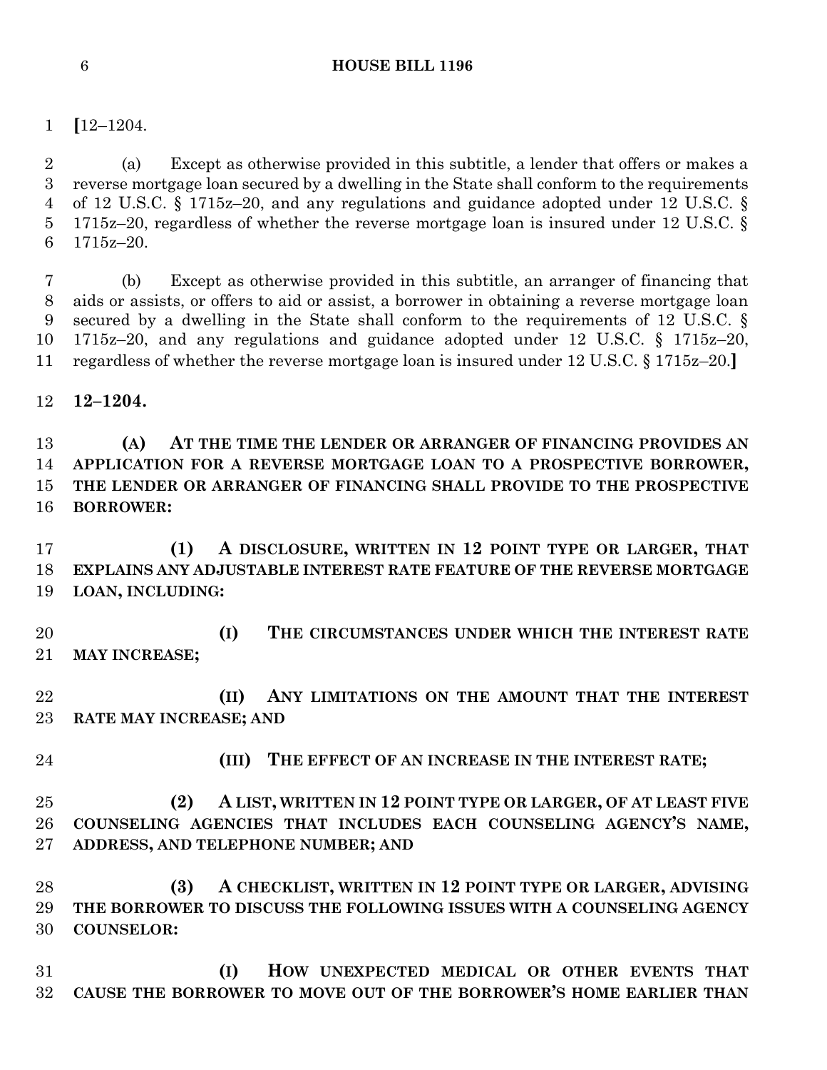[12–1204.

(a) Except as otherwise provided in this subtitle, a lender that offers or makes a reverse mortgage loan secured by a dwelling in the State shall conform to the requirements of 12 U.S.C. § 1715z–20, and any regulations and guidance adopted under 12 U.S.C. § 1715z–20, regardless of whether the reverse mortgage loan is insured under 12 U.S.C. § 1715z–20.

(b) Except as otherwise provided in this subtitle, an arranger of financing that aids or assists, or offers to aid or assist, a borrower in obtaining a reverse mortgage loan secured by a dwelling in the State shall conform to the requirements of 12 U.S.C. § 1715z–20, and any regulations and guidance adopted under 12 U.S.C. § 1715z–20, regardless of whether the reverse mortgage loan is insured under 12 U.S.C. § 1715z–20.]

**12–1204.**

**(A) AT THE TIME THE LENDER OR ARRANGER OF FINANCING PROVIDES AN APPLICATION FOR A REVERSE MORTGAGE LOAN TO A PROSPECTIVE BORROWER, THE LENDER OR ARRANGER OF FINANCING SHALL PROVIDE TO THE PROSPECTIVE BORROWER:**

**(1) A DISCLOSURE, WRITTEN IN 12 POINT TYPE OR LARGER, THAT EXPLAINS ANY ADJUSTABLE INTEREST RATE FEATURE OF THE REVERSE MORTGAGE LOAN, INCLUDING:**

**(I) THE CIRCUMSTANCES UNDER WHICH THE INTEREST RATE MAY INCREASE;**

**(II) ANY LIMITATIONS ON THE AMOUNT THAT THE INTEREST RATE MAY INCREASE; AND**

**(III) THE EFFECT OF AN INCREASE IN THE INTEREST RATE;**

**(2) A LIST, WRITTEN IN 12 POINT TYPE OR LARGER, OF AT LEAST FIVE COUNSELING AGENCIES THAT INCLUDES EACH COUNSELING AGENCY'S NAME, ADDRESS, AND TELEPHONE NUMBER; AND**

**(3) A CHECKLIST, WRITTEN IN 12 POINT TYPE OR LARGER, ADVISING THE BORROWER TO DISCUSS THE FOLLOWING ISSUES WITH A COUNSELING AGENCY COUNSELOR:**

**(I) HOW UNEXPECTED MEDICAL OR OTHER EVENTS THAT CAUSE THE BORROWER TO MOVE OUT OF THE BORROWER'S HOME EARLIER THAN**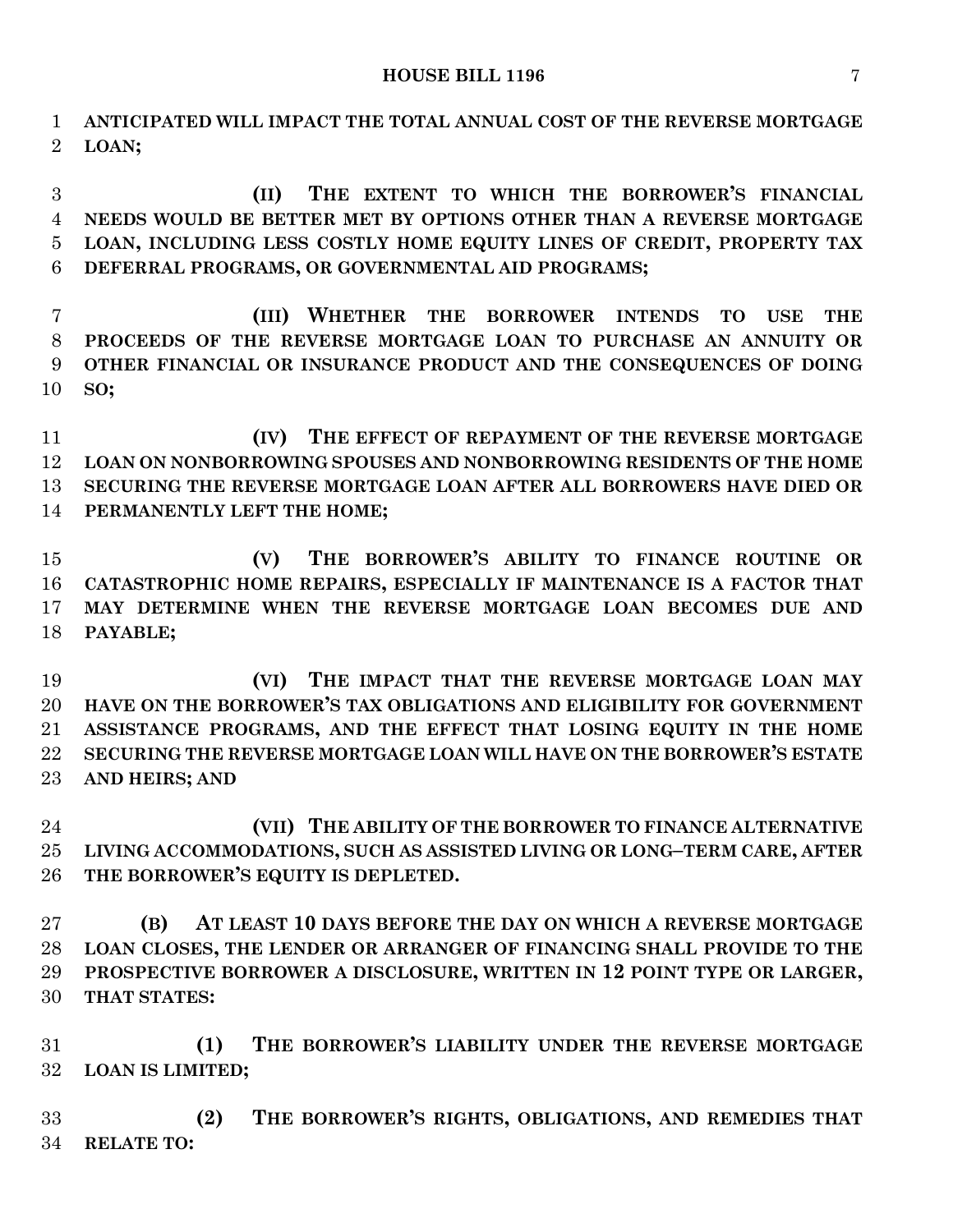**ANTICIPATED WILL IMPACT THE TOTAL ANNUAL COST OF THE REVERSE MORTGAGE LOAN;**

**(II) THE EXTENT TO WHICH THE BORROWER'S FINANCIAL NEEDS WOULD BE BETTER MET BY OPTIONS OTHER THAN A REVERSE MORTGAGE LOAN, INCLUDING LESS COSTLY HOME EQUITY LINES OF CREDIT, PROPERTY TAX DEFERRAL PROGRAMS, OR GOVERNMENTAL AID PROGRAMS;**

**(III) WHETHER THE BORROWER INTENDS TO USE THE PROCEEDS OF THE REVERSE MORTGAGE LOAN TO PURCHASE AN ANNUITY OR OTHER FINANCIAL OR INSURANCE PRODUCT AND THE CONSEQUENCES OF DOING SO;**

**(IV) THE EFFECT OF REPAYMENT OF THE REVERSE MORTGAGE LOAN ON NONBORROWING SPOUSES AND NONBORROWING RESIDENTS OF THE HOME SECURING THE REVERSE MORTGAGE LOAN AFTER ALL BORROWERS HAVE DIED OR PERMANENTLY LEFT THE HOME;**

**(V) THE BORROWER'S ABILITY TO FINANCE ROUTINE OR CATASTROPHIC HOME REPAIRS, ESPECIALLY IF MAINTENANCE IS A FACTOR THAT MAY DETERMINE WHEN THE REVERSE MORTGAGE LOAN BECOMES DUE AND PAYABLE;**

**(VI) THE IMPACT THAT THE REVERSE MORTGAGE LOAN MAY HAVE ON THE BORROWER'S TAX OBLIGATIONS AND ELIGIBILITY FOR GOVERNMENT ASSISTANCE PROGRAMS, AND THE EFFECT THAT LOSING EQUITY IN THE HOME SECURING THE REVERSE MORTGAGE LOAN WILL HAVE ON THE BORROWER'S ESTATE AND HEIRS; AND**

**(VII) THE ABILITY OF THE BORROWER TO FINANCE ALTERNATIVE LIVING ACCOMMODATIONS, SUCH AS ASSISTED LIVING OR LONG–TERM CARE, AFTER THE BORROWER'S EQUITY IS DEPLETED.**

**(B) AT LEAST 10 DAYS BEFORE THE DAY ON WHICH A REVERSE MORTGAGE LOAN CLOSES, THE LENDER OR ARRANGER OF FINANCING SHALL PROVIDE TO THE PROSPECTIVE BORROWER A DISCLOSURE, WRITTEN IN 12 POINT TYPE OR LARGER, THAT STATES:**

**(1) THE BORROWER'S LIABILITY UNDER THE REVERSE MORTGAGE LOAN IS LIMITED;**

**(2) THE BORROWER'S RIGHTS, OBLIGATIONS, AND REMEDIES THAT RELATE TO:**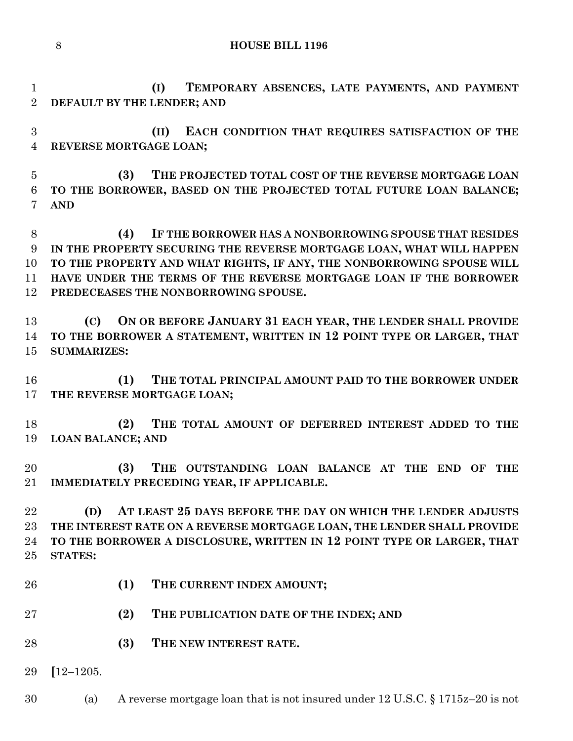(I) TEMPORARY ABSENCES, LATE PAYMENTS, AND PAYMENT DEFAULT BY THE LENDER; AND

(II) EACH CONDITION THAT REQUIRES SATISFACTION OF THE REVERSE MORTGAGE LOAN;

(3) THE PROJECTED TOTAL COST OF THE REVERSE MORTGAGE LOAN TO THE BORROWER, BASED ON THE PROJECTED TOTAL FUTURE LOAN BALANCE; AND

(4) IF THE BORROWER HAS A NONBORROWING SPOUSE THAT RESIDES IN THE PROPERTY SECURING THE REVERSE MORTGAGE LOAN, WHAT WILL HAPPEN TO THE PROPERTY AND WHAT RIGHTS, IF ANY, THE NONBORROWING SPOUSE WILL HAVE UNDER THE TERMS OF THE REVERSE MORTGAGE LOAN IF THE BORROWER PREDECEASES THE NONBORROWING SPOUSE.

(C) ON OR BEFORE JANUARY 31 EACH YEAR, THE LENDER SHALL PROVIDE TO THE BORROWER A STATEMENT, WRITTEN IN 12 POINT TYPE OR LARGER, THAT SUMMARIZES:

(1) THE TOTAL PRINCIPAL AMOUNT PAID TO THE BORROWER UNDER THE REVERSE MORTGAGE LOAN;

(2) THE TOTAL AMOUNT OF DEFERRED INTEREST ADDED TO THE LOAN BALANCE; AND

(3) THE OUTSTANDING LOAN BALANCE AT THE END OF THE IMMEDIATELY PRECEDING YEAR, IF APPLICABLE.

(D) AT LEAST 25 DAYS BEFORE THE DAY ON WHICH THE LENDER ADJUSTS THE INTEREST RATE ON A REVERSE MORTGAGE LOAN, THE LENDER SHALL PROVIDE TO THE BORROWER A DISCLOSURE, WRITTEN IN 12 POINT TYPE OR LARGER, THAT STATES:

(1) THE CURRENT INDEX AMOUNT;

(2) THE PUBLICATION DATE OF THE INDEX; AND

(3) THE NEW INTEREST RATE.

[12–1205.

(a) A reverse mortgage loan that is not insured under 12 U.S.C. § 1715z–20 is not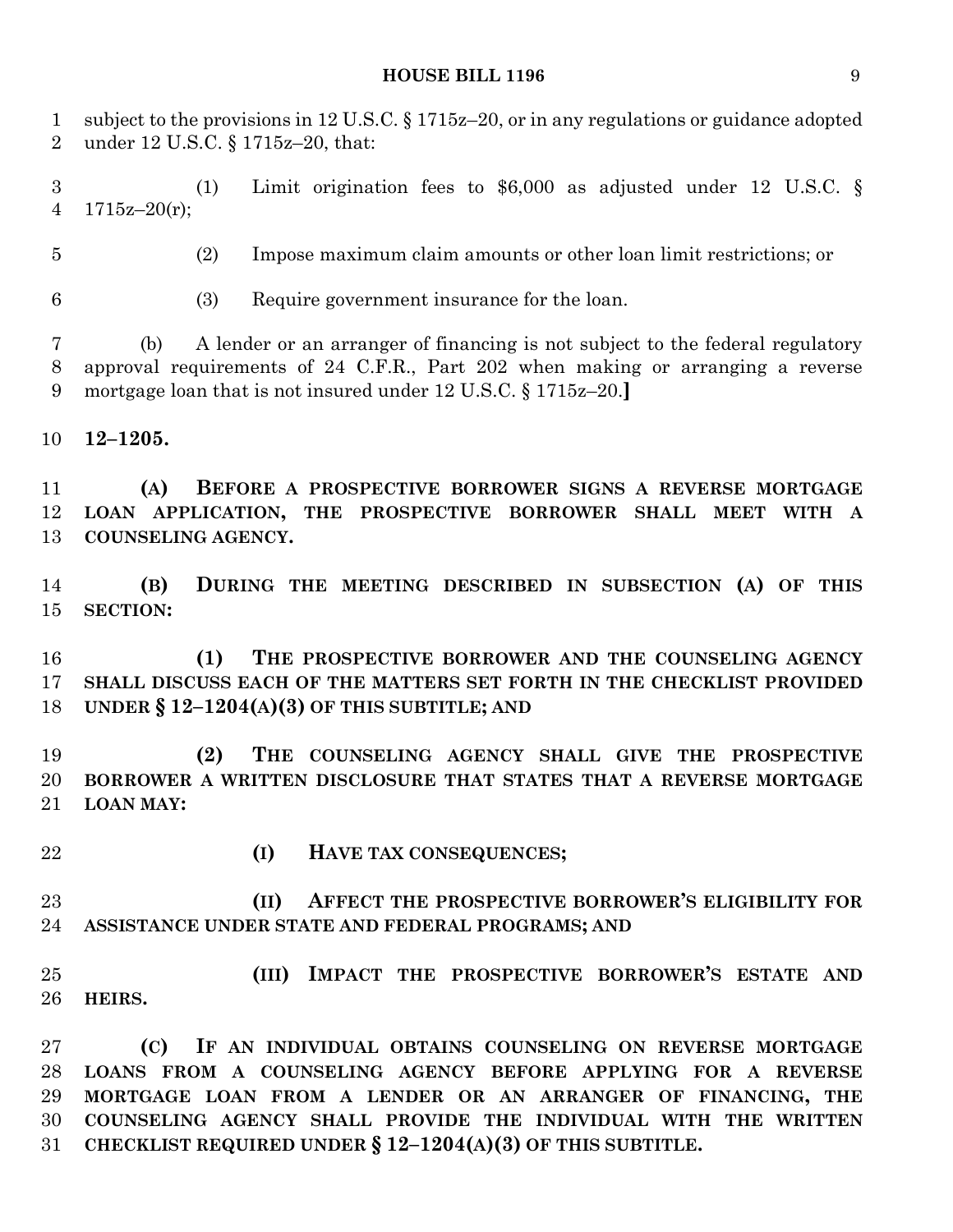subject to the provisions in 12 U.S.C. § 1715z–20, or in any regulations or guidance adopted under 12 U.S.C. § 1715z–20, that:

(1) Limit origination fees to $6,000 as adjusted under 12 U.S.C. § 1715z–20(r);

(2) Impose maximum claim amounts or other loan limit restrictions; or

(3) Require government insurance for the loan.

(b) A lender or an arranger of financing is not subject to the federal regulatory approval requirements of 24 C.F.R., Part 202 when making or arranging a reverse mortgage loan that is not insured under 12 U.S.C. § 1715z–20.]

**12–1205.**

**(A) BEFORE A PROSPECTIVE BORROWER SIGNS A REVERSE MORTGAGE LOAN APPLICATION, THE PROSPECTIVE BORROWER SHALL MEET WITH A COUNSELING AGENCY.**

**(B) DURING THE MEETING DESCRIBED IN SUBSECTION (A) OF THIS SECTION:**

**(1) THE PROSPECTIVE BORROWER AND THE COUNSELING AGENCY SHALL DISCUSS EACH OF THE MATTERS SET FORTH IN THE CHECKLIST PROVIDED UNDER § 12–1204(A)(3) OF THIS SUBTITLE; AND**

**(2) THE COUNSELING AGENCY SHALL GIVE THE PROSPECTIVE BORROWER A WRITTEN DISCLOSURE THAT STATES THAT A REVERSE MORTGAGE LOAN MAY:**

**(I) HAVE TAX CONSEQUENCES;**

**(II) AFFECT THE PROSPECTIVE BORROWER'S ELIGIBILITY FOR ASSISTANCE UNDER STATE AND FEDERAL PROGRAMS; AND**

**(III) IMPACT THE PROSPECTIVE BORROWER'S ESTATE AND HEIRS.**

**(C) IF AN INDIVIDUAL OBTAINS COUNSELING ON REVERSE MORTGAGE LOANS FROM A COUNSELING AGENCY BEFORE APPLYING FOR A REVERSE MORTGAGE LOAN FROM A LENDER OR AN ARRANGER OF FINANCING, THE COUNSELING AGENCY SHALL PROVIDE THE INDIVIDUAL WITH THE WRITTEN CHECKLIST REQUIRED UNDER § 12–1204(A)(3) OF THIS SUBTITLE.**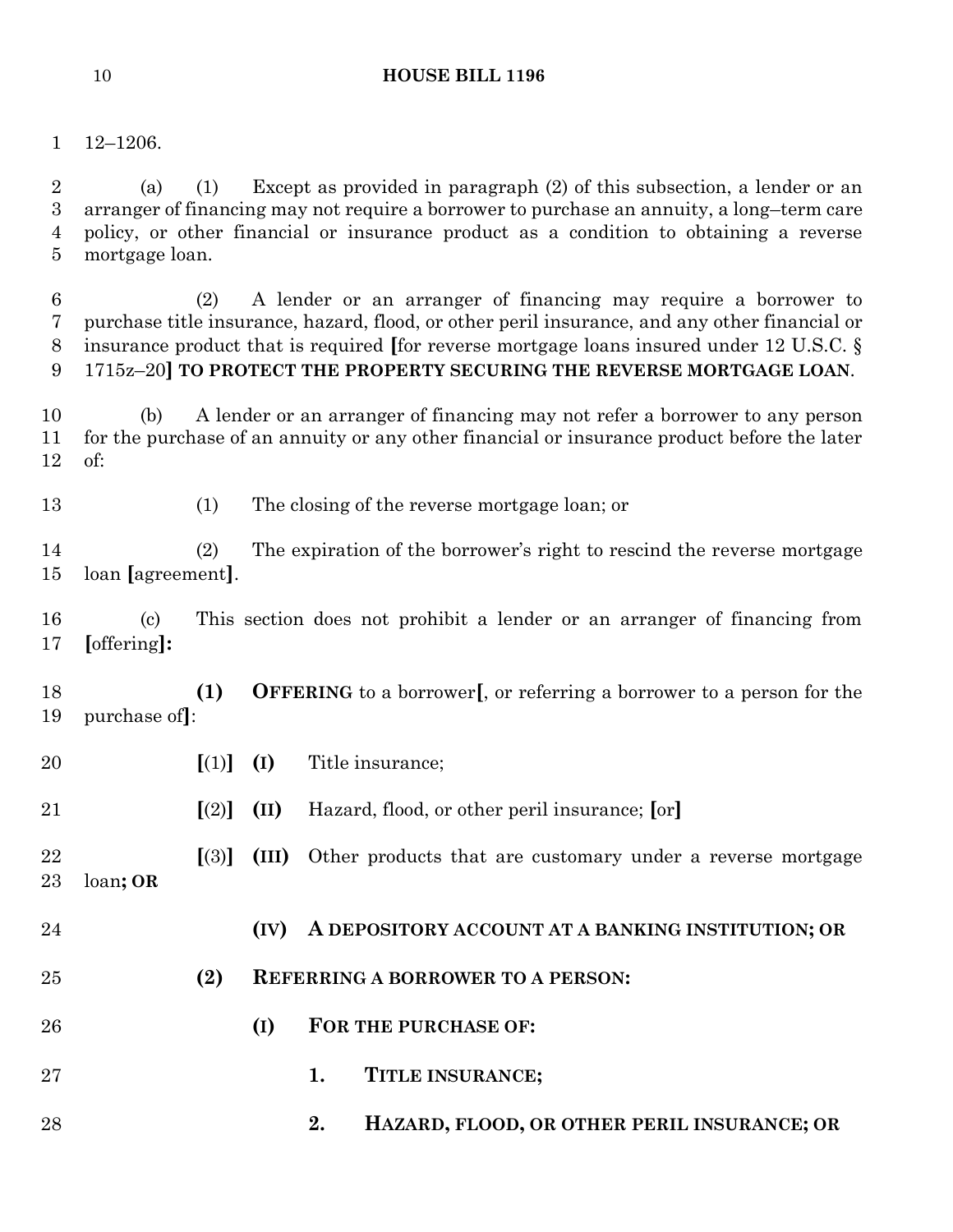12–1206.

(a) (1) Except as provided in paragraph (2) of this subsection, a lender or an arranger of financing may not require a borrower to purchase an annuity, a long–term care policy, or other financial or insurance product as a condition to obtaining a reverse mortgage loan.

(2) A lender or an arranger of financing may require a borrower to purchase title insurance, hazard, flood, or other peril insurance, and any other financial or insurance product that is required **[**for reverse mortgage loans insured under 12 U.S.C. § 1715z–20**]** **TO PROTECT THE PROPERTY SECURING THE REVERSE MORTGAGE LOAN**.

(b) A lender or an arranger of financing may not refer a borrower to any person for the purchase of an annuity or any other financial or insurance product before the later of:

(1) The closing of the reverse mortgage loan; or

(2) The expiration of the borrower's right to rescind the reverse mortgage loan **[**agreement**]**.

(c) This section does not prohibit a lender or an arranger of financing from **[**offering**]:**

**(1) OFFERING** to a borrower**[**, or referring a borrower to a person for the purchase of**]**:

**[**(1)**]** **(I)** Title insurance;

**[**(2)**]** **(II)** Hazard, flood, or other peril insurance; **[**or**]**

**[**(3)**]** **(III)** Other products that are customary under a reverse mortgage loan**; OR**

**(IV) A DEPOSITORY ACCOUNT AT A BANKING INSTITUTION; OR**

**(2) REFERRING A BORROWER TO A PERSON:**

**(I) FOR THE PURCHASE OF:**

**1. TITLE INSURANCE;**

**2. HAZARD, FLOOD, OR OTHER PERIL INSURANCE; OR**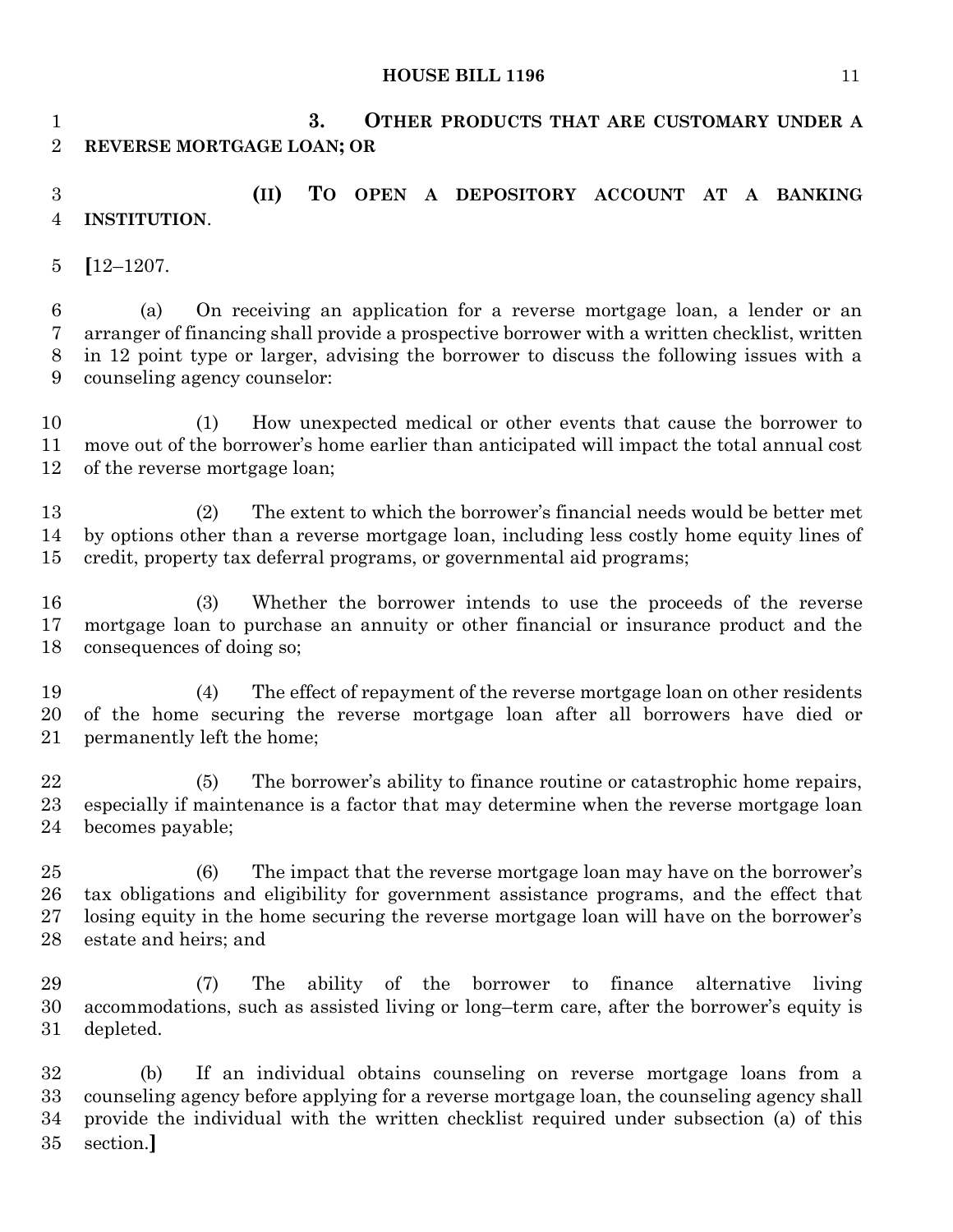**3. OTHER PRODUCTS THAT ARE CUSTOMARY UNDER A REVERSE MORTGAGE LOAN; OR**

**(II) TO OPEN A DEPOSITORY ACCOUNT AT A BANKING INSTITUTION**.

**[**12–1207.

(a) On receiving an application for a reverse mortgage loan, a lender or an arranger of financing shall provide a prospective borrower with a written checklist, written in 12 point type or larger, advising the borrower to discuss the following issues with a counseling agency counselor:

(1) How unexpected medical or other events that cause the borrower to move out of the borrower's home earlier than anticipated will impact the total annual cost of the reverse mortgage loan;

(2) The extent to which the borrower's financial needs would be better met by options other than a reverse mortgage loan, including less costly home equity lines of credit, property tax deferral programs, or governmental aid programs;

(3) Whether the borrower intends to use the proceeds of the reverse mortgage loan to purchase an annuity or other financial or insurance product and the consequences of doing so;

(4) The effect of repayment of the reverse mortgage loan on other residents of the home securing the reverse mortgage loan after all borrowers have died or permanently left the home;

(5) The borrower's ability to finance routine or catastrophic home repairs, especially if maintenance is a factor that may determine when the reverse mortgage loan becomes payable;

(6) The impact that the reverse mortgage loan may have on the borrower's tax obligations and eligibility for government assistance programs, and the effect that losing equity in the home securing the reverse mortgage loan will have on the borrower's estate and heirs; and

(7) The ability of the borrower to finance alternative living accommodations, such as assisted living or long–term care, after the borrower's equity is depleted.

(b) If an individual obtains counseling on reverse mortgage loans from a counseling agency before applying for a reverse mortgage loan, the counseling agency shall provide the individual with the written checklist required under subsection (a) of this section.**]**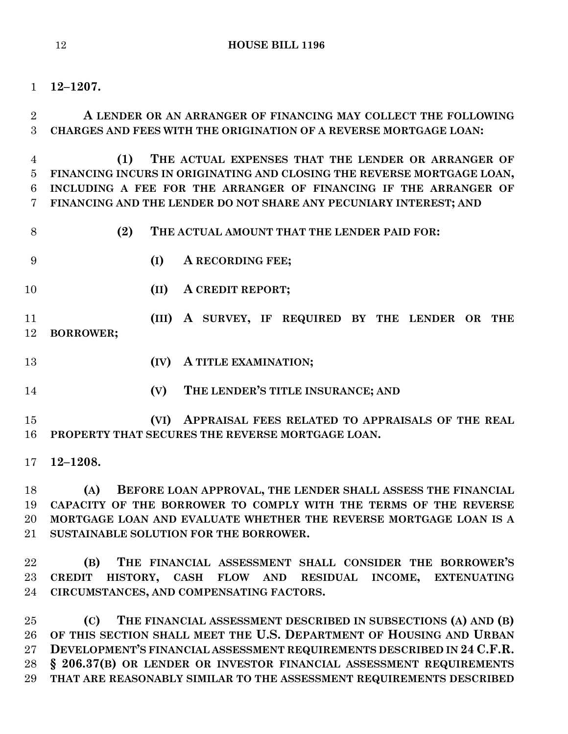**12–1207.**

**A LENDER OR AN ARRANGER OF FINANCING MAY COLLECT THE FOLLOWING CHARGES AND FEES WITH THE ORIGINATION OF A REVERSE MORTGAGE LOAN:**

**(1) THE ACTUAL EXPENSES THAT THE LENDER OR ARRANGER OF FINANCING INCURS IN ORIGINATING AND CLOSING THE REVERSE MORTGAGE LOAN, INCLUDING A FEE FOR THE ARRANGER OF FINANCING IF THE ARRANGER OF FINANCING AND THE LENDER DO NOT SHARE ANY PECUNIARY INTEREST; AND**

**(2) THE ACTUAL AMOUNT THAT THE LENDER PAID FOR:**

**(I) A RECORDING FEE;**

**(II) A CREDIT REPORT;**

**(III) A SURVEY, IF REQUIRED BY THE LENDER OR THE BORROWER;**

**(IV) A TITLE EXAMINATION;**

**(V) THE LENDER'S TITLE INSURANCE; AND**

**(VI) APPRAISAL FEES RELATED TO APPRAISALS OF THE REAL PROPERTY THAT SECURES THE REVERSE MORTGAGE LOAN.**

**12–1208.**

**(A) BEFORE LOAN APPROVAL, THE LENDER SHALL ASSESS THE FINANCIAL CAPACITY OF THE BORROWER TO COMPLY WITH THE TERMS OF THE REVERSE MORTGAGE LOAN AND EVALUATE WHETHER THE REVERSE MORTGAGE LOAN IS A SUSTAINABLE SOLUTION FOR THE BORROWER.**

**(B) THE FINANCIAL ASSESSMENT SHALL CONSIDER THE BORROWER'S CREDIT HISTORY, CASH FLOW AND RESIDUAL INCOME, EXTENUATING CIRCUMSTANCES, AND COMPENSATING FACTORS.**

**(C) THE FINANCIAL ASSESSMENT DESCRIBED IN SUBSECTIONS (A) AND (B) OF THIS SECTION SHALL MEET THE U.S. DEPARTMENT OF HOUSING AND URBAN DEVELOPMENT'S FINANCIAL ASSESSMENT REQUIREMENTS DESCRIBED IN 24 C.F.R. § 206.37(B) OR LENDER OR INVESTOR FINANCIAL ASSESSMENT REQUIREMENTS THAT ARE REASONABLY SIMILAR TO THE ASSESSMENT REQUIREMENTS DESCRIBED**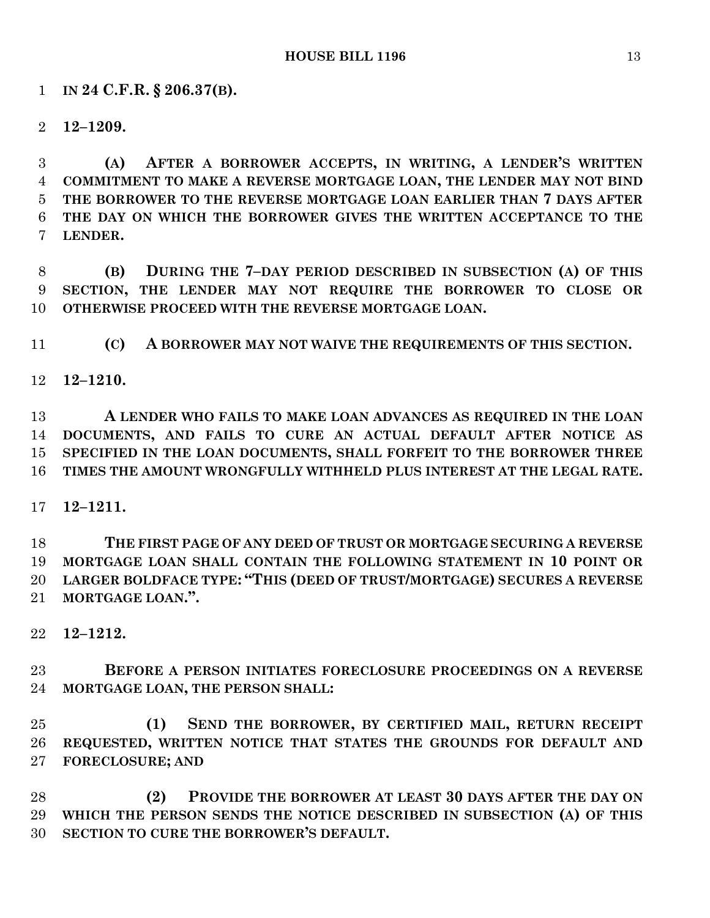**IN 24 C.F.R. § 206.37(B).**

**12–1209.**

**(A) AFTER A BORROWER ACCEPTS, IN WRITING, A LENDER'S WRITTEN COMMITMENT TO MAKE A REVERSE MORTGAGE LOAN, THE LENDER MAY NOT BIND THE BORROWER TO THE REVERSE MORTGAGE LOAN EARLIER THAN 7 DAYS AFTER THE DAY ON WHICH THE BORROWER GIVES THE WRITTEN ACCEPTANCE TO THE LENDER.**

**(B) DURING THE 7–DAY PERIOD DESCRIBED IN SUBSECTION (A) OF THIS SECTION, THE LENDER MAY NOT REQUIRE THE BORROWER TO CLOSE OR OTHERWISE PROCEED WITH THE REVERSE MORTGAGE LOAN.**

**(C) A BORROWER MAY NOT WAIVE THE REQUIREMENTS OF THIS SECTION.**

**12–1210.**

**A LENDER WHO FAILS TO MAKE LOAN ADVANCES AS REQUIRED IN THE LOAN DOCUMENTS, AND FAILS TO CURE AN ACTUAL DEFAULT AFTER NOTICE AS SPECIFIED IN THE LOAN DOCUMENTS, SHALL FORFEIT TO THE BORROWER THREE TIMES THE AMOUNT WRONGFULLY WITHHELD PLUS INTEREST AT THE LEGAL RATE.**

**12–1211.**

**THE FIRST PAGE OF ANY DEED OF TRUST OR MORTGAGE SECURING A REVERSE MORTGAGE LOAN SHALL CONTAIN THE FOLLOWING STATEMENT IN 10 POINT OR LARGER BOLDFACE TYPE: "THIS (DEED OF TRUST/MORTGAGE) SECURES A REVERSE MORTGAGE LOAN.".**

**12–1212.**

**BEFORE A PERSON INITIATES FORECLOSURE PROCEEDINGS ON A REVERSE MORTGAGE LOAN, THE PERSON SHALL:**

**(1) SEND THE BORROWER, BY CERTIFIED MAIL, RETURN RECEIPT REQUESTED, WRITTEN NOTICE THAT STATES THE GROUNDS FOR DEFAULT AND FORECLOSURE; AND**

**(2) PROVIDE THE BORROWER AT LEAST 30 DAYS AFTER THE DAY ON WHICH THE PERSON SENDS THE NOTICE DESCRIBED IN SUBSECTION (A) OF THIS SECTION TO CURE THE BORROWER'S DEFAULT.**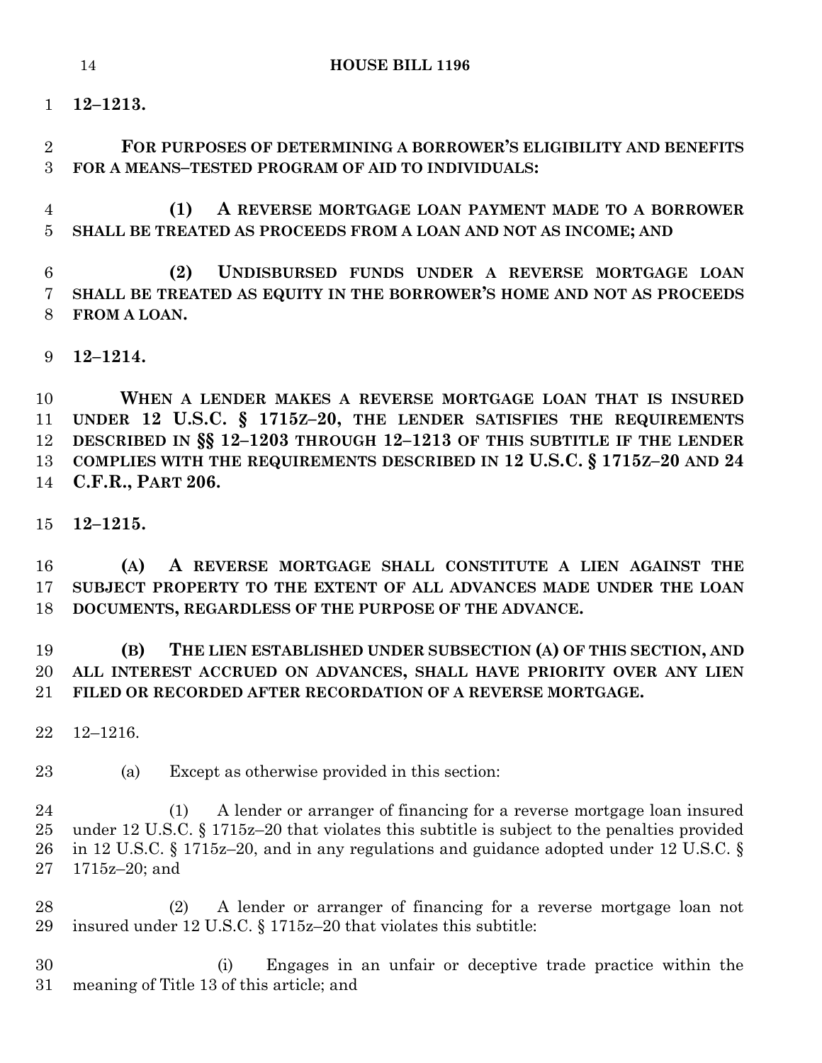**12–1213.**

**FOR PURPOSES OF DETERMINING A BORROWER'S ELIGIBILITY AND BENEFITS FOR A MEANS–TESTED PROGRAM OF AID TO INDIVIDUALS:**

**(1) A REVERSE MORTGAGE LOAN PAYMENT MADE TO A BORROWER SHALL BE TREATED AS PROCEEDS FROM A LOAN AND NOT AS INCOME; AND**

**(2) UNDISBURSED FUNDS UNDER A REVERSE MORTGAGE LOAN SHALL BE TREATED AS EQUITY IN THE BORROWER'S HOME AND NOT AS PROCEEDS FROM A LOAN.**

**12–1214.**

**WHEN A LENDER MAKES A REVERSE MORTGAGE LOAN THAT IS INSURED UNDER 12 U.S.C. § 1715Z–20, THE LENDER SATISFIES THE REQUIREMENTS DESCRIBED IN §§ 12–1203 THROUGH 12–1213 OF THIS SUBTITLE IF THE LENDER COMPLIES WITH THE REQUIREMENTS DESCRIBED IN 12 U.S.C. § 1715Z–20 AND 24 C.F.R., PART 206.**

**12–1215.**

**(A) A REVERSE MORTGAGE SHALL CONSTITUTE A LIEN AGAINST THE SUBJECT PROPERTY TO THE EXTENT OF ALL ADVANCES MADE UNDER THE LOAN DOCUMENTS, REGARDLESS OF THE PURPOSE OF THE ADVANCE.**

**(B) THE LIEN ESTABLISHED UNDER SUBSECTION (A) OF THIS SECTION, AND ALL INTEREST ACCRUED ON ADVANCES, SHALL HAVE PRIORITY OVER ANY LIEN FILED OR RECORDED AFTER RECORDATION OF A REVERSE MORTGAGE.**

12–1216.

(a) Except as otherwise provided in this section:

(1) A lender or arranger of financing for a reverse mortgage loan insured under 12 U.S.C. § 1715z–20 that violates this subtitle is subject to the penalties provided in 12 U.S.C. § 1715z–20, and in any regulations and guidance adopted under 12 U.S.C. § 1715z–20; and

(2) A lender or arranger of financing for a reverse mortgage loan not insured under 12 U.S.C. § 1715z–20 that violates this subtitle:

(i) Engages in an unfair or deceptive trade practice within the meaning of Title 13 of this article; and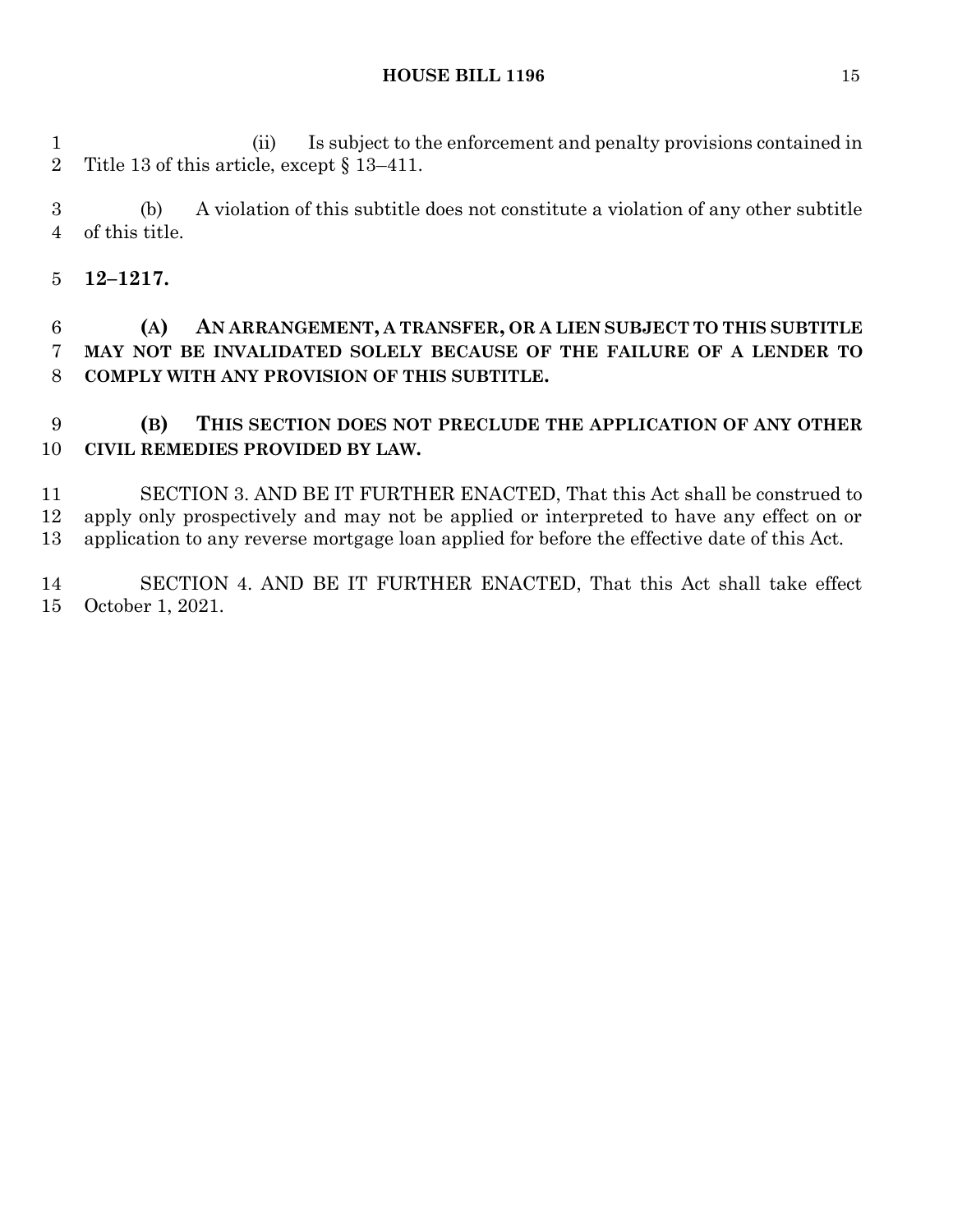(ii) Is subject to the enforcement and penalty provisions contained in Title 13 of this article, except § 13–411.

(b) A violation of this subtitle does not constitute a violation of any other subtitle of this title.

**12–1217.**

**(A) AN ARRANGEMENT, A TRANSFER, OR A LIEN SUBJECT TO THIS SUBTITLE MAY NOT BE INVALIDATED SOLELY BECAUSE OF THE FAILURE OF A LENDER TO COMPLY WITH ANY PROVISION OF THIS SUBTITLE.**

**(B) THIS SECTION DOES NOT PRECLUDE THE APPLICATION OF ANY OTHER CIVIL REMEDIES PROVIDED BY LAW.**

SECTION 3. AND BE IT FURTHER ENACTED, That this Act shall be construed to apply only prospectively and may not be applied or interpreted to have any effect on or application to any reverse mortgage loan applied for before the effective date of this Act.

SECTION 4. AND BE IT FURTHER ENACTED, That this Act shall take effect October 1, 2021.